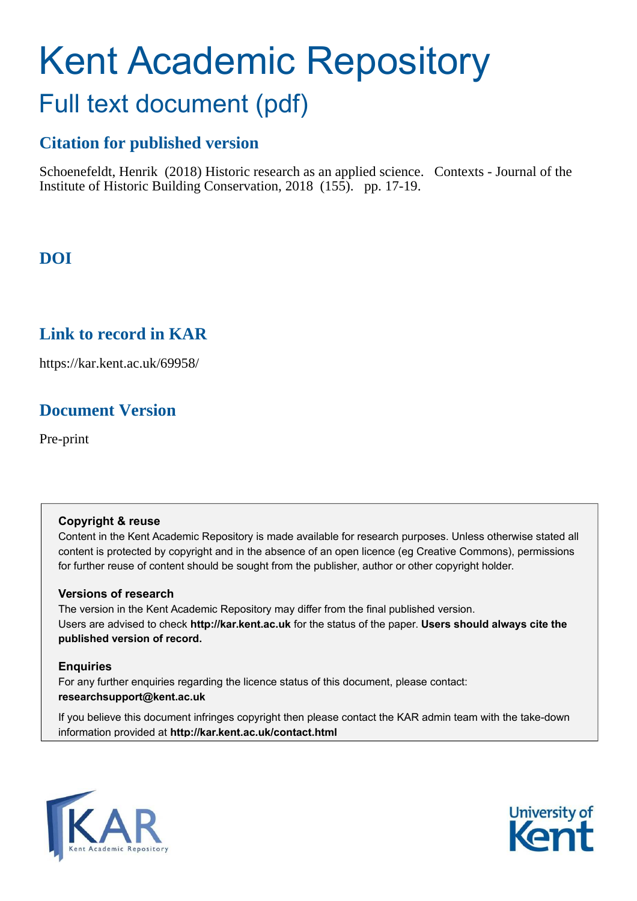# Kent Academic Repository

## Full text document (pdf)

### Citation for published version

Schoenefeldt, Henrik (2018) Historic research as an applied science. Contexts - Journal of the Institute of Historic Building Conservation, 2018 (155). pp. 17-19.

### DOI

### Link to record in KAR

https://kar.kent.ac.uk/69958/

### Document Version

Pre-print

**Copyright & reuse**

Content in the Kent Academic Repository is made available for research purposes. Unless otherwise stated all content is protected by copyright and in the absence of an open licence (eg Creative Commons), permissions for further reuse of content should be sought from the publisher, author or other copyright holder.

**Versions of research**

The version in the Kent Academic Repository may differ from the final published version. Users are advised to check **http://kar.kent.ac.uk** for the status of the paper. **Users should always cite the published version of record.**

**Enquiries**

For any further enquiries regarding the licence status of this document, please contact: **researchsupport@kent.ac.uk**

If you believe this document infringes copyright then please contact the KAR admin team with the take-down information provided at **http://kar.kent.ac.uk/contact.html**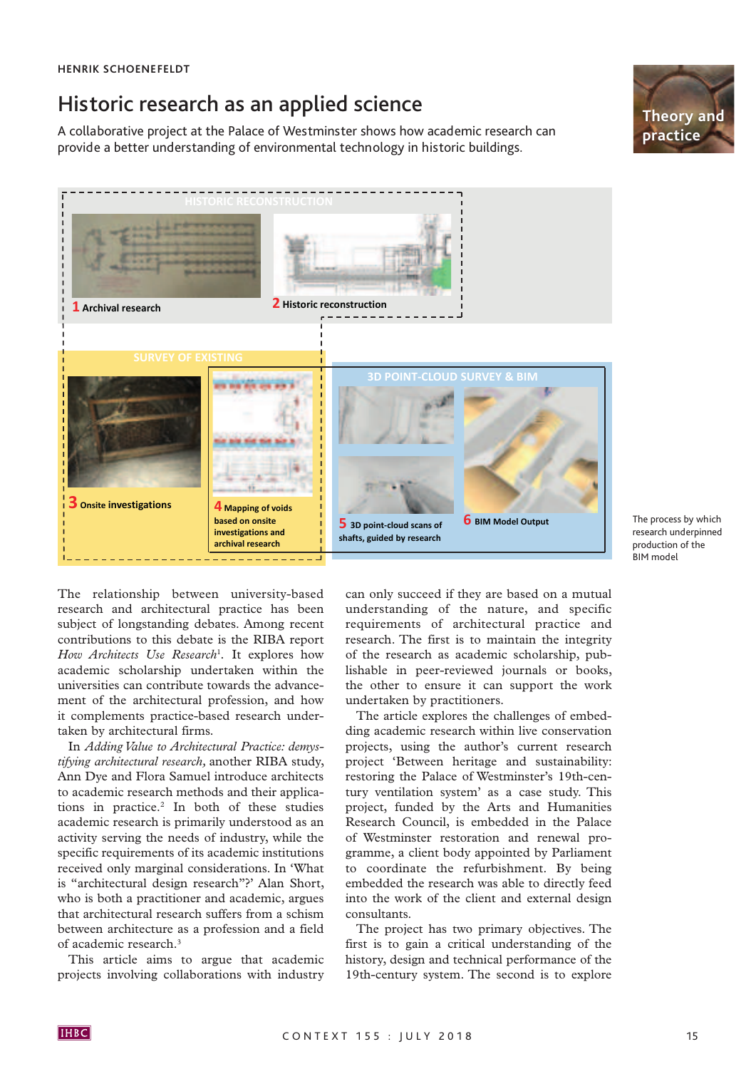HENRIK SCHOENEFELDT

# Historic research as an applied science

A collaborative project at the Palace of Westminster shows how academic research can provide a better understanding of environmental technology in historic buildings.

HISTORIC RECONSTRUCTION

1 Archival research

2 Historic reconstruction

SURVEY OF EXISTING

3 Onsite investigations

4 Mapping of voids based on onsite investigations and archival research

3D POINT-CLOUD SURVEY & BIM

5 3D point-cloud scans of shafts, guided by research

6 BIM Model Output

The process by which research underpinned production of the BIM model

The relationship between university-based research and architectural practice has been subject of longstanding debates. Among recent contributions to this debate is the RIBA report *How Architects Use Research*[1]. It explores how academic scholarship undertaken within the universities can contribute towards the advancement of the architectural profession, and how it complements practice-based research undertaken by architectural firms.

In *Adding Value to Architectural Practice: demystifying architectural research,* another RIBA study, Ann Dye and Flora Samuel introduce architects to academic research methods and their applications in practice.[2] In both of these studies academic research is primarily understood as an activity serving the needs of industry, while the specific requirements of its academic institutions received only marginal considerations. In 'What is "architectural design research"?' Alan Short, who is both a practitioner and academic, argues that architectural research suffers from a schism between architecture as a profession and a field of academic research.[3]

This article aims to argue that academic projects involving collaborations with industry can only succeed if they are based on a mutual understanding of the nature, and specific requirements of architectural practice and research. The first is to maintain the integrity of the research as academic scholarship, publishable in peer-reviewed journals or books, the other to ensure it can support the work undertaken by practitioners.

The article explores the challenges of embedding academic research within live conservation projects, using the author's current research project 'Between heritage and sustainability: restoring the Palace of Westminster's 19th-century ventilation system' as a case study. This project, funded by the Arts and Humanities Research Council, is embedded in the Palace of Westminster restoration and renewal programme, a client body appointed by Parliament to coordinate the refurbishment. By being embedded the research was able to directly feed into the work of the client and external design consultants.

The project has two primary objectives. The first is to gain a critical understanding of the history, design and technical performance of the 19th-century system. The second is to explore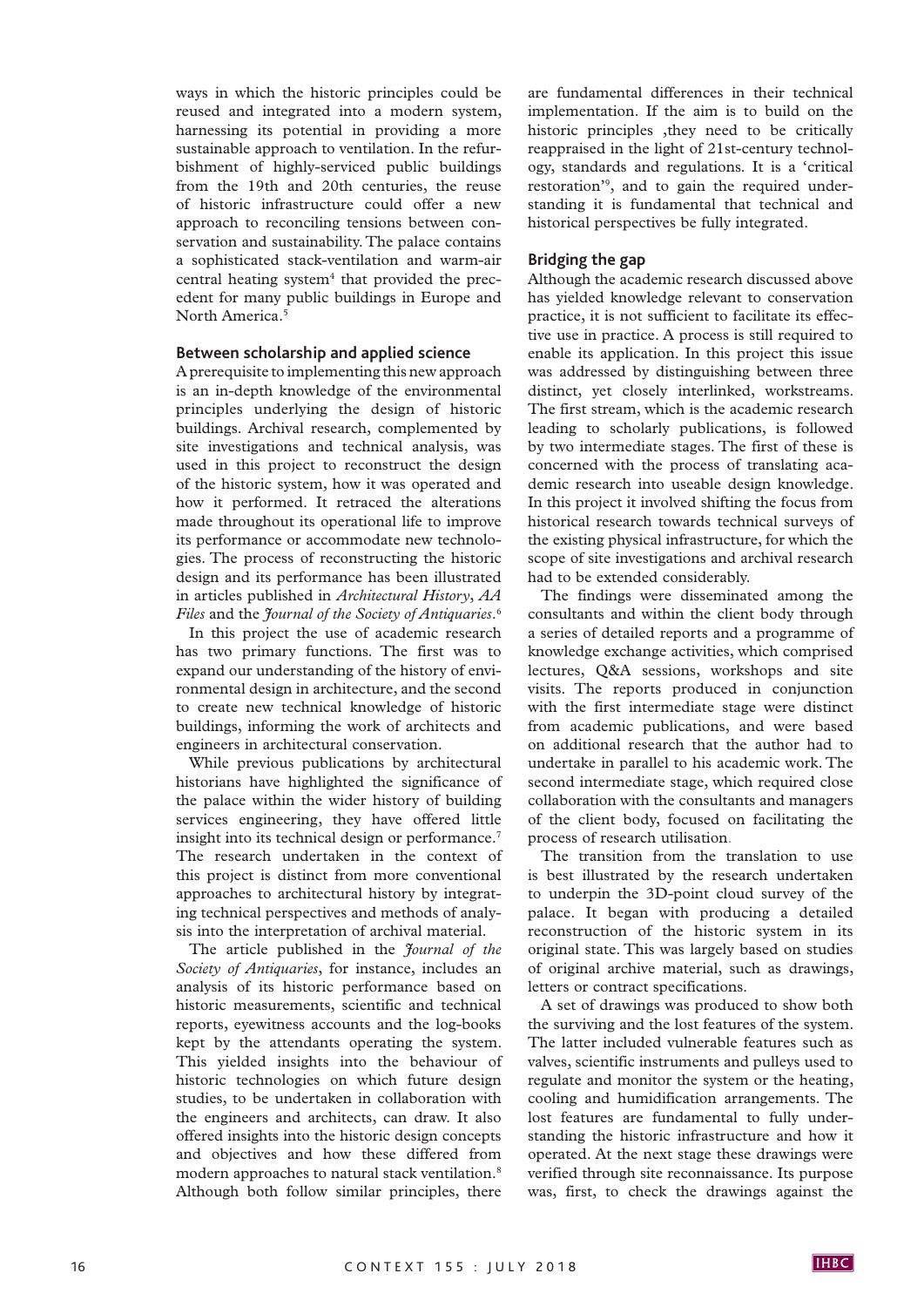ways in which the historic principles could be reused and integrated into a modern system, harnessing its potential in providing a more sustainable approach to ventilation. In the refurbishment of highly-serviced public buildings from the 19th and 20th centuries, the reuse of historic infrastructure could offer a new approach to reconciling tensions between conservation and sustainability. The palace contains a sophisticated stack-ventilation and warm-air central heating system[4] that provided the precedent for many public buildings in Europe and North America.[5]

## Between scholarship and applied science

A prerequisite to implementing this new approach is an in-depth knowledge of the environmental principles underlying the design of historic buildings. Archival research, complemented by site investigations and technical analysis, was used in this project to reconstruct the design of the historic system, how it was operated and how it performed. It retraced the alterations made throughout its operational life to improve its performance or accommodate new technologies. The process of reconstructing the historic design and its performance has been illustrated in articles published in *Architectural History*, *AA Files* and the *Journal of the Society of Antiquaries*.[6]

In this project the use of academic research has two primary functions. The first was to expand our understanding of the history of environmental design in architecture, and the second to create new technical knowledge of historic buildings, informing the work of architects and engineers in architectural conservation.

While previous publications by architectural historians have highlighted the significance of the palace within the wider history of building services engineering, they have offered little insight into its technical design or performance.[7] The research undertaken in the context of this project is distinct from more conventional approaches to architectural history by integrating technical perspectives and methods of analysis into the interpretation of archival material.

The article published in the *Journal of the Society of Antiquaries*, for instance, includes an analysis of its historic performance based on historic measurements, scientific and technical reports, eyewitness accounts and the log-books kept by the attendants operating the system. This yielded insights into the behaviour of historic technologies on which future design studies, to be undertaken in collaboration with the engineers and architects, can draw. It also offered insights into the historic design concepts and objectives and how these differed from modern approaches to natural stack ventilation.[8] Although both follow similar principles, there are fundamental differences in their technical implementation. If the aim is to build on the historic principles ,they need to be critically reappraised in the light of 21st-century technology, standards and regulations. It is a 'critical restoration'[9], and to gain the required understanding it is fundamental that technical and historical perspectives be fully integrated.

## Bridging the gap

Although the academic research discussed above has yielded knowledge relevant to conservation practice, it is not sufficient to facilitate its effective use in practice. A process is still required to enable its application. In this project this issue was addressed by distinguishing between three distinct, yet closely interlinked, workstreams. The first stream, which is the academic research leading to scholarly publications, is followed by two intermediate stages. The first of these is concerned with the process of translating academic research into useable design knowledge. In this project it involved shifting the focus from historical research towards technical surveys of the existing physical infrastructure, for which the scope of site investigations and archival research had to be extended considerably.

The findings were disseminated among the consultants and within the client body through a series of detailed reports and a programme of knowledge exchange activities, which comprised lectures, Q&A sessions, workshops and site visits. The reports produced in conjunction with the first intermediate stage were distinct from academic publications, and were based on additional research that the author had to undertake in parallel to his academic work. The second intermediate stage, which required close collaboration with the consultants and managers of the client body, focused on facilitating the process of research utilisation.

The transition from the translation to use is best illustrated by the research undertaken to underpin the 3D-point cloud survey of the palace. It began with producing a detailed reconstruction of the historic system in its original state. This was largely based on studies of original archive material, such as drawings, letters or contract specifications.

A set of drawings was produced to show both the surviving and the lost features of the system. The latter included vulnerable features such as valves, scientific instruments and pulleys used to regulate and monitor the system or the heating, cooling and humidification arrangements. The lost features are fundamental to fully understanding the historic infrastructure and how it operated. At the next stage these drawings were verified through site reconnaissance. Its purpose was, first, to check the drawings against the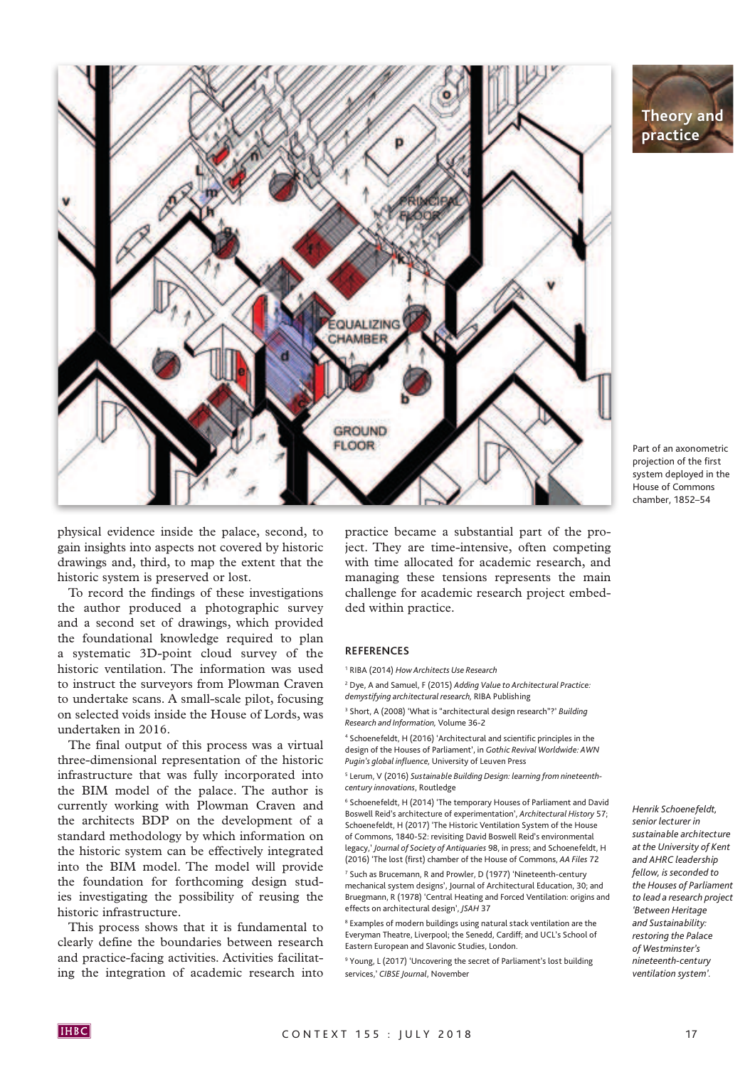Part of an axonometric projection of the first system deployed in the House of Commons chamber, 1852–54

physical evidence inside the palace, second, to gain insights into aspects not covered by historic drawings and, third, to map the extent that the historic system is preserved or lost.

To record the findings of these investigations the author produced a photographic survey and a second set of drawings, which provided the foundational knowledge required to plan a systematic 3D-point cloud survey of the historic ventilation. The information was used to instruct the surveyors from Plowman Craven to undertake scans. A small-scale pilot, focusing on selected voids inside the House of Lords, was undertaken in 2016.

The final output of this process was a virtual three-dimensional representation of the historic infrastructure that was fully incorporated into the BIM model of the palace. The author is currently working with Plowman Craven and the architects BDP on the development of a standard methodology by which information on the historic system can be effectively integrated into the BIM model. The model will provide the foundation for forthcoming design studies investigating the possibility of reusing the historic infrastructure.

This process shows that it is fundamental to clearly define the boundaries between research and practice-facing activities. Activities facilitating the integration of academic research into practice became a substantial part of the project. They are time-intensive, often competing with time allocated for academic research, and managing these tensions represents the main challenge for academic research project embedded within practice.

## REFERENCES

[1] RIBA (2014) *How Architects Use Research*

[2] Dye, A and Samuel, F (2015) *Adding Value to Architectural Practice: demystifying architectural research*, RIBA Publishing

[3] Short, A (2008) 'What is "architectural design research"?' *Building Research and Information*, Volume 36-2

[4] Schoenefeldt, H (2016) 'Architectural and scientific principles in the design of the Houses of Parliament', in *Gothic Revival Worldwide: AWN Pugin's global influence*, University of Leuven Press

[5] Lerum, V (2016) *Sustainable Building Design: learning from nineteenth-century innovations*, Routledge

[6] Schoenefeldt, H (2014) 'The temporary Houses of Parliament and David Boswell Reid's architecture of experimentation', *Architectural History* 57; Schoenefeldt, H (2017) 'The Historic Ventilation System of the House of Commons, 1840-52: revisiting David Boswell Reid's environmental legacy,' *Journal of Society of Antiquaries* 98, in press; and Schoenefeldt, H (2016) 'The lost (first) chamber of the House of Commons, *AA Files* 72

[7] Such as Brucemann, R and Prowler, D (1977) 'Nineteenth-century mechanical system designs', Journal of Architectural Education, 30; and Bruegmann, R (1978) 'Central Heating and Forced Ventilation: origins and effects on architectural design', *JSAH* 37

[8] Examples of modern buildings using natural stack ventilation are the Everyman Theatre, Liverpool; the Senedd, Cardiff; and UCL's School of Eastern European and Slavonic Studies, London.

[9] Young, L (2017) 'Uncovering the secret of Parliament's lost building services,' *CIBSE Journal*, November

*Henrik Schoenefeldt, senior lecturer in sustainable architecture at the University of Kent and AHRC leadership fellow, is seconded to the Houses of Parliament to lead a research project 'Between Heritage and Sustainability: restoring the Palace of Westminster's nineteenth-century ventilation system'.*